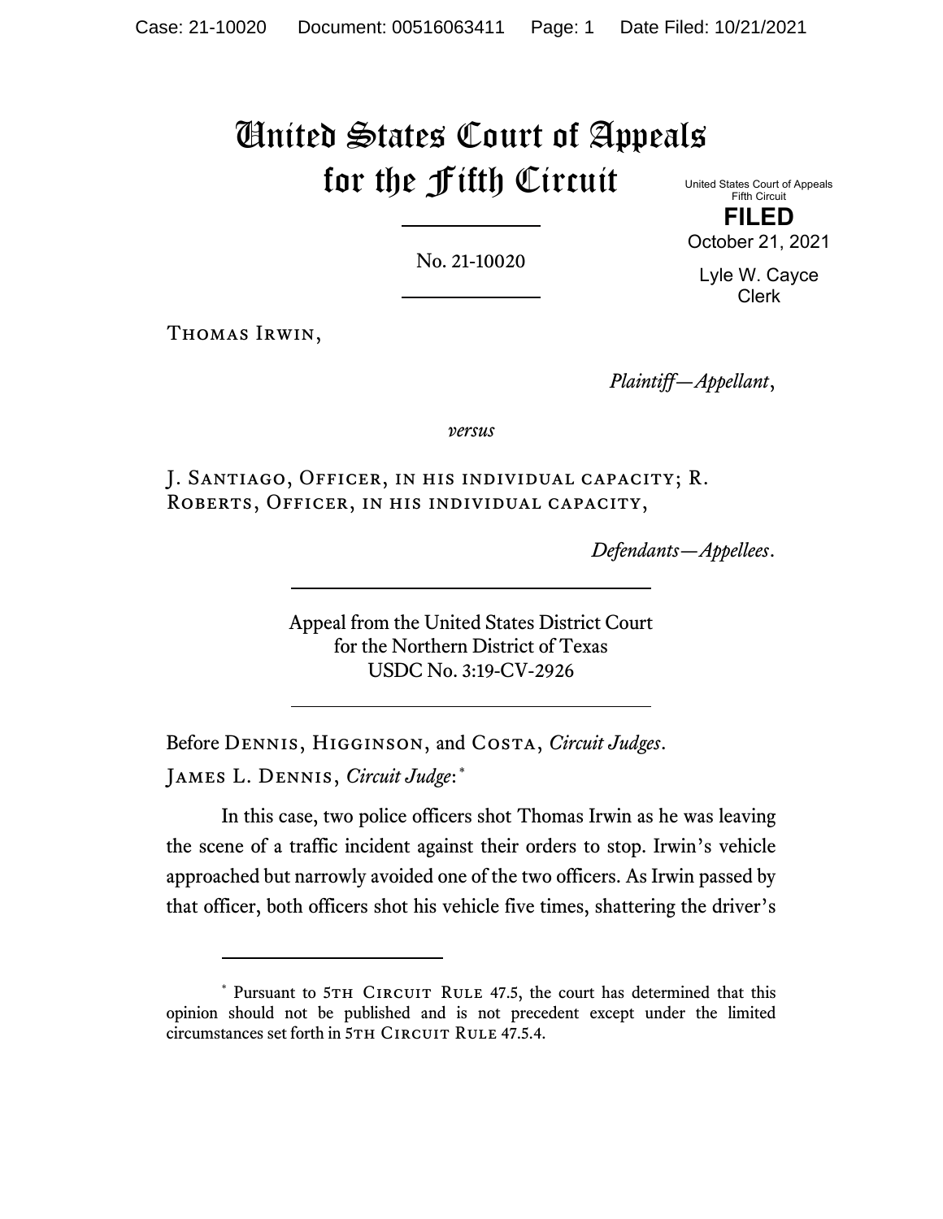# United States Court of Appeals for the Fifth Circuit

United States Court of Appeals
Fifth Circuit

**FILED**

October 21, 2021

Lyle W. Cayce
Clerk

No. 21-10020

Thomas Irwin,

*Plaintiff—Appellant*,

*versus*

J. Santiago, Officer, in his individual capacity; R. Roberts, Officer, in his individual capacity,

*Defendants—Appellees*.

Appeal from the United States District Court
for the Northern District of Texas
USDC No. 3:19-CV-2926

Before Dennis, Higginson, and Costa, *Circuit Judges*.

James L. Dennis, *Circuit Judge*:*

In this case, two police officers shot Thomas Irwin as he was leaving the scene of a traffic incident against their orders to stop. Irwin's vehicle approached but narrowly avoided one of the two officers. As Irwin passed by that officer, both officers shot his vehicle five times, shattering the driver's

---

* Pursuant to 5th Circuit Rule 47.5, the court has determined that this opinion should not be published and is not precedent except under the limited circumstances set forth in 5th Circuit Rule 47.5.4.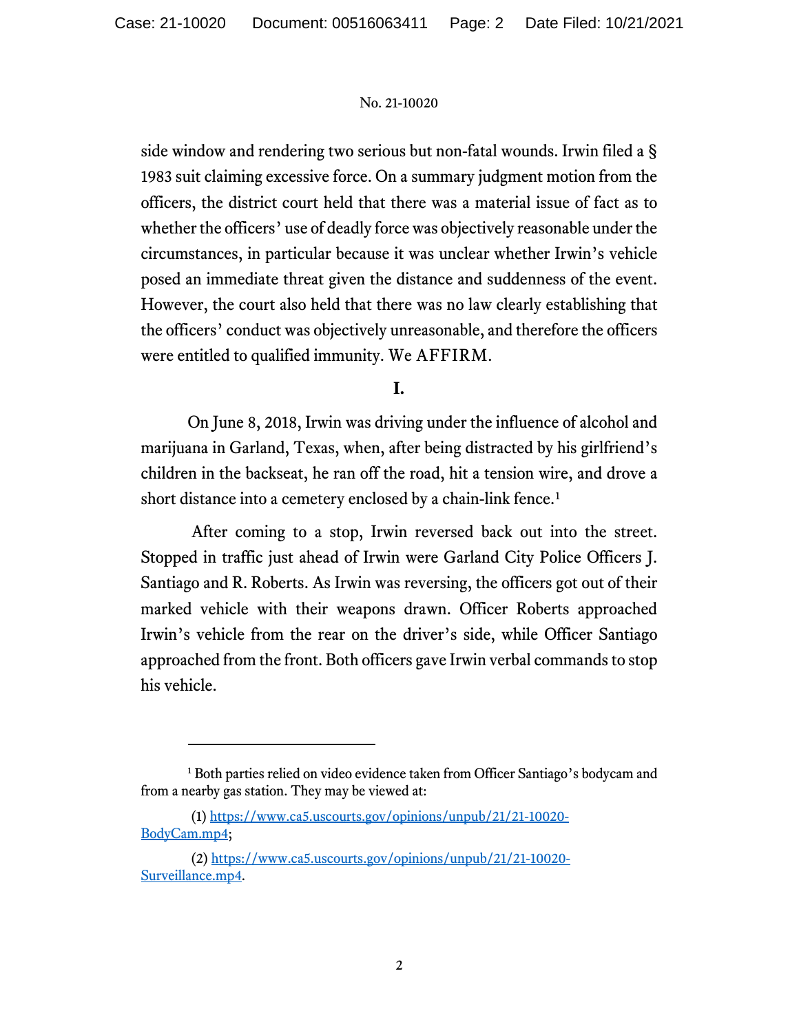side window and rendering two serious but non-fatal wounds. Irwin filed a § 1983 suit claiming excessive force. On a summary judgment motion from the officers, the district court held that there was a material issue of fact as to whether the officers' use of deadly force was objectively reasonable under the circumstances, in particular because it was unclear whether Irwin's vehicle posed an immediate threat given the distance and suddenness of the event. However, the court also held that there was no law clearly establishing that the officers' conduct was objectively unreasonable, and therefore the officers were entitled to qualified immunity. We AFFIRM.

## I.

On June 8, 2018, Irwin was driving under the influence of alcohol and marijuana in Garland, Texas, when, after being distracted by his girlfriend's children in the backseat, he ran off the road, hit a tension wire, and drove a short distance into a cemetery enclosed by a chain-link fence.[1]

After coming to a stop, Irwin reversed back out into the street. Stopped in traffic just ahead of Irwin were Garland City Police Officers J. Santiago and R. Roberts. As Irwin was reversing, the officers got out of their marked vehicle with their weapons drawn. Officer Roberts approached Irwin's vehicle from the rear on the driver's side, while Officer Santiago approached from the front. Both officers gave Irwin verbal commands to stop his vehicle.

---

[1] Both parties relied on video evidence taken from Officer Santiago's bodycam and from a nearby gas station. They may be viewed at:

(1) https://www.ca5.uscourts.gov/opinions/unpub/21/21-10020-BodyCam.mp4;

(2) https://www.ca5.uscourts.gov/opinions/unpub/21/21-10020-Surveillance.mp4.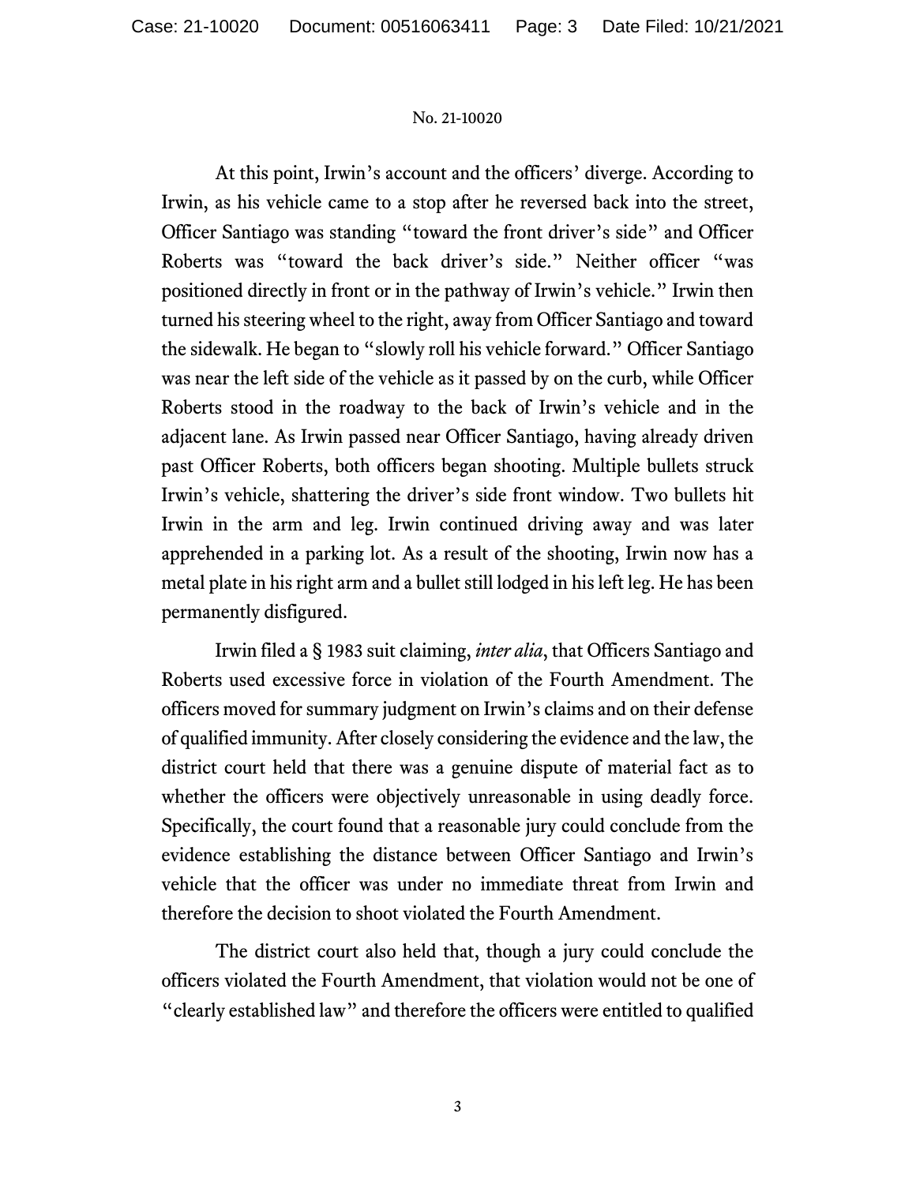At this point, Irwin's account and the officers' diverge. According to Irwin, as his vehicle came to a stop after he reversed back into the street, Officer Santiago was standing "toward the front driver's side" and Officer Roberts was "toward the back driver's side." Neither officer "was positioned directly in front or in the pathway of Irwin's vehicle." Irwin then turned his steering wheel to the right, away from Officer Santiago and toward the sidewalk. He began to "slowly roll his vehicle forward." Officer Santiago was near the left side of the vehicle as it passed by on the curb, while Officer Roberts stood in the roadway to the back of Irwin's vehicle and in the adjacent lane. As Irwin passed near Officer Santiago, having already driven past Officer Roberts, both officers began shooting. Multiple bullets struck Irwin's vehicle, shattering the driver's side front window. Two bullets hit Irwin in the arm and leg. Irwin continued driving away and was later apprehended in a parking lot. As a result of the shooting, Irwin now has a metal plate in his right arm and a bullet still lodged in his left leg. He has been permanently disfigured.

Irwin filed a § 1983 suit claiming, *inter alia*, that Officers Santiago and Roberts used excessive force in violation of the Fourth Amendment. The officers moved for summary judgment on Irwin's claims and on their defense of qualified immunity. After closely considering the evidence and the law, the district court held that there was a genuine dispute of material fact as to whether the officers were objectively unreasonable in using deadly force. Specifically, the court found that a reasonable jury could conclude from the evidence establishing the distance between Officer Santiago and Irwin's vehicle that the officer was under no immediate threat from Irwin and therefore the decision to shoot violated the Fourth Amendment.

The district court also held that, though a jury could conclude the officers violated the Fourth Amendment, that violation would not be one of "clearly established law" and therefore the officers were entitled to qualified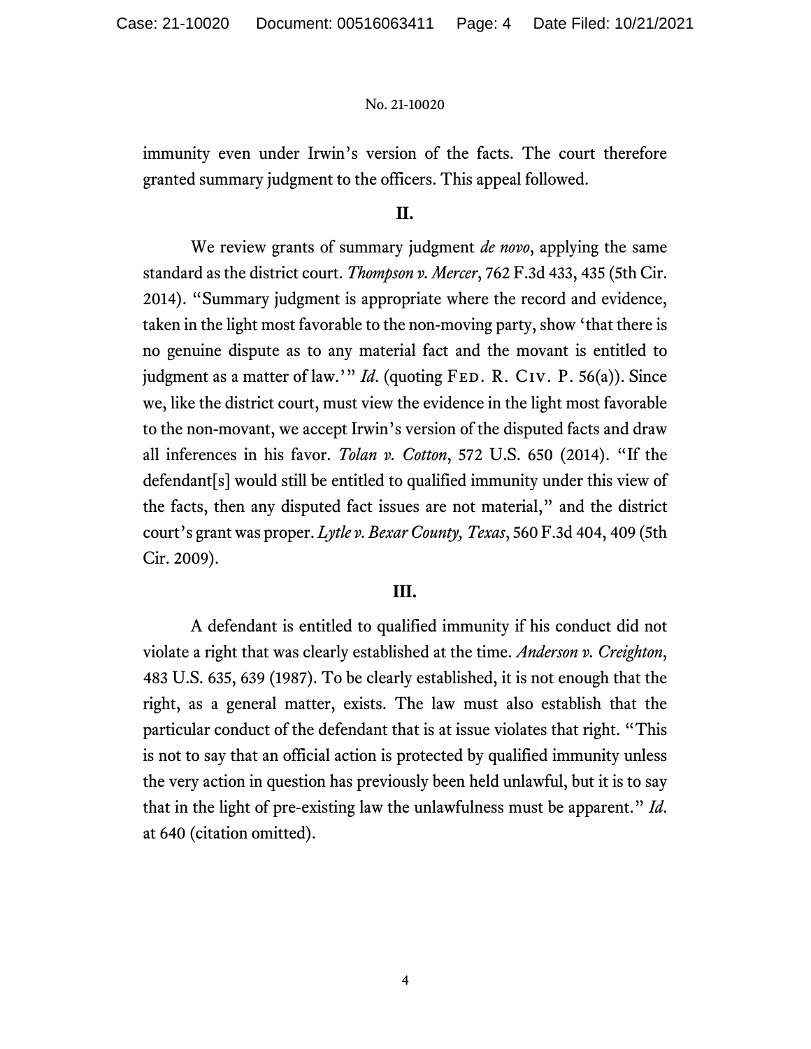immunity even under Irwin's version of the facts. The court therefore granted summary judgment to the officers. This appeal followed.

## II.

We review grants of summary judgment *de novo*, applying the same standard as the district court. *Thompson v. Mercer*, 762 F.3d 433, 435 (5th Cir. 2014). "Summary judgment is appropriate where the record and evidence, taken in the light most favorable to the non-moving party, show 'that there is no genuine dispute as to any material fact and the movant is entitled to judgment as a matter of law.'" *Id*. (quoting FED. R. CIV. P. 56(a)). Since we, like the district court, must view the evidence in the light most favorable to the non-movant, we accept Irwin's version of the disputed facts and draw all inferences in his favor. *Tolan v. Cotton*, 572 U.S. 650 (2014). "If the defendant[s] would still be entitled to qualified immunity under this view of the facts, then any disputed fact issues are not material," and the district court's grant was proper. *Lytle v. Bexar County, Texas*, 560 F.3d 404, 409 (5th Cir. 2009).

## III.

A defendant is entitled to qualified immunity if his conduct did not violate a right that was clearly established at the time. *Anderson v. Creighton*, 483 U.S. 635, 639 (1987). To be clearly established, it is not enough that the right, as a general matter, exists. The law must also establish that the particular conduct of the defendant that is at issue violates that right. "This is not to say that an official action is protected by qualified immunity unless the very action in question has previously been held unlawful, but it is to say that in the light of pre-existing law the unlawfulness must be apparent." *Id*. at 640 (citation omitted).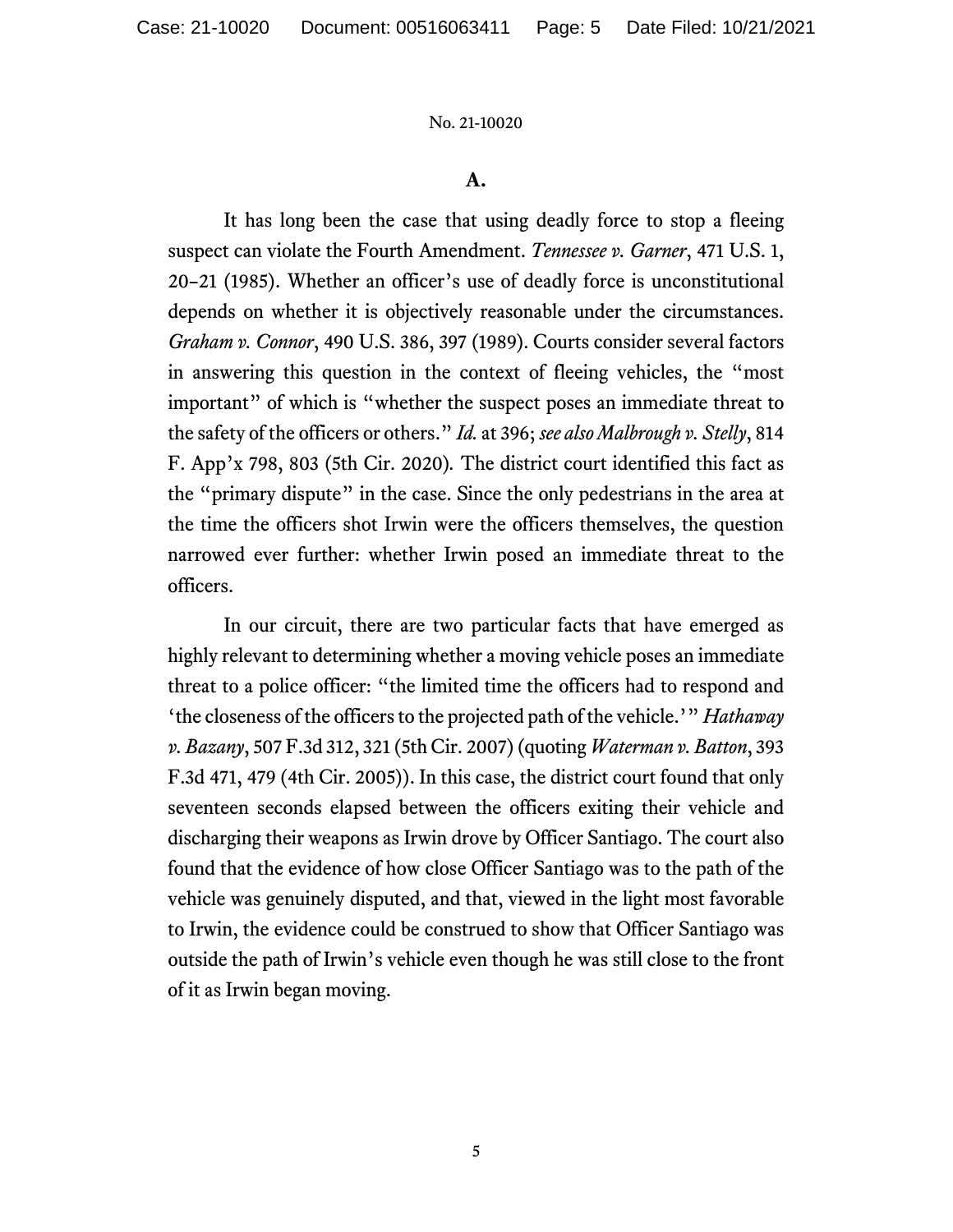**A.**

It has long been the case that using deadly force to stop a fleeing suspect can violate the Fourth Amendment. *Tennessee v. Garner*, 471 U.S. 1, 20–21 (1985). Whether an officer's use of deadly force is unconstitutional depends on whether it is objectively reasonable under the circumstances. *Graham v. Connor*, 490 U.S. 386, 397 (1989). Courts consider several factors in answering this question in the context of fleeing vehicles, the "most important" of which is "whether the suspect poses an immediate threat to the safety of the officers or others." *Id.* at 396; *see also Malbrough v. Stelly*, 814 F. App'x 798, 803 (5th Cir. 2020). The district court identified this fact as the "primary dispute" in the case. Since the only pedestrians in the area at the time the officers shot Irwin were the officers themselves, the question narrowed ever further: whether Irwin posed an immediate threat to the officers.

In our circuit, there are two particular facts that have emerged as highly relevant to determining whether a moving vehicle poses an immediate threat to a police officer: "the limited time the officers had to respond and 'the closeness of the officers to the projected path of the vehicle.'" *Hathaway v. Bazany*, 507 F.3d 312, 321 (5th Cir. 2007) (quoting *Waterman v. Batton*, 393 F.3d 471, 479 (4th Cir. 2005)). In this case, the district court found that only seventeen seconds elapsed between the officers exiting their vehicle and discharging their weapons as Irwin drove by Officer Santiago. The court also found that the evidence of how close Officer Santiago was to the path of the vehicle was genuinely disputed, and that, viewed in the light most favorable to Irwin, the evidence could be construed to show that Officer Santiago was outside the path of Irwin's vehicle even though he was still close to the front of it as Irwin began moving.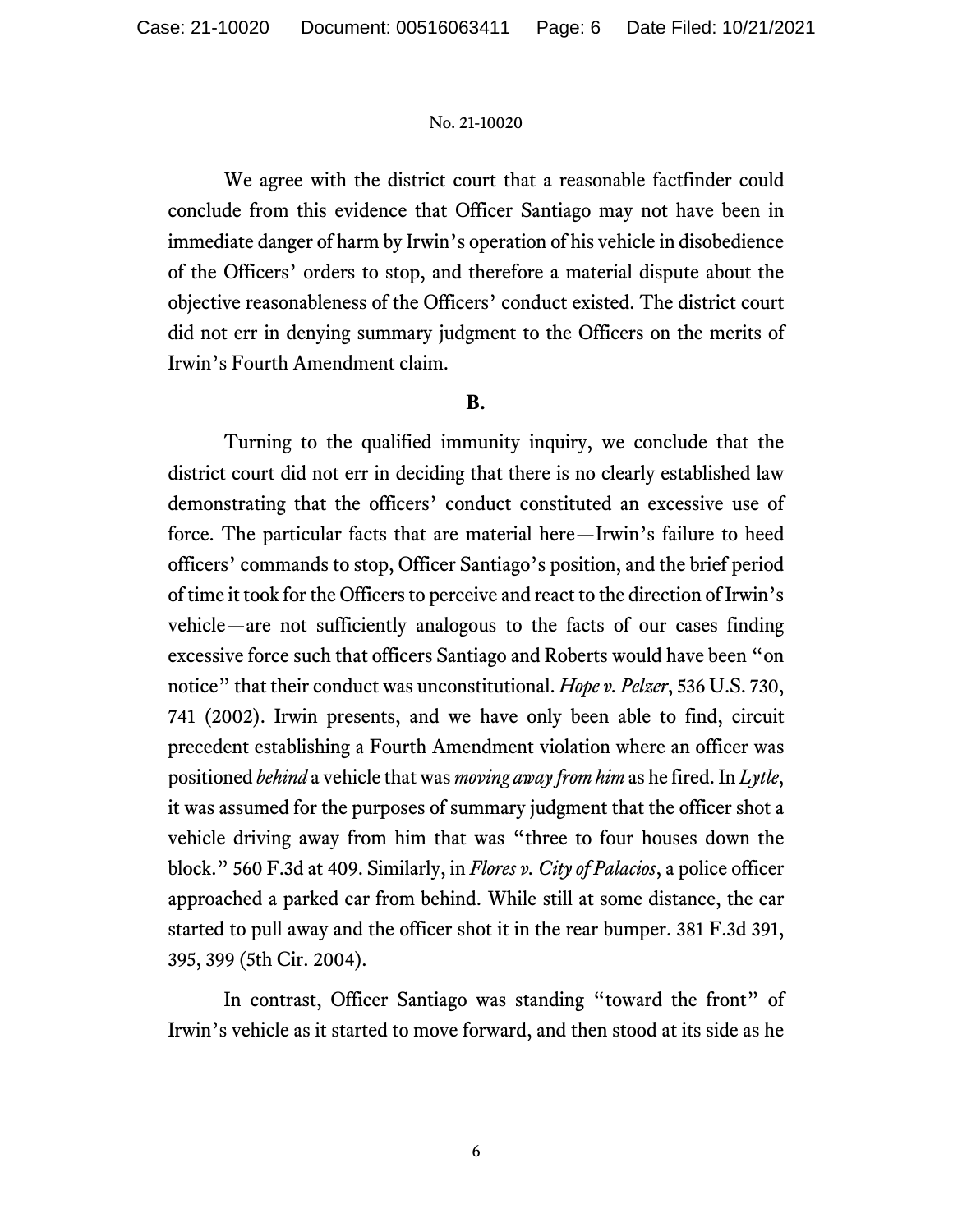We agree with the district court that a reasonable factfinder could conclude from this evidence that Officer Santiago may not have been in immediate danger of harm by Irwin's operation of his vehicle in disobedience of the Officers' orders to stop, and therefore a material dispute about the objective reasonableness of the Officers' conduct existed. The district court did not err in denying summary judgment to the Officers on the merits of Irwin's Fourth Amendment claim.

**B.**

Turning to the qualified immunity inquiry, we conclude that the district court did not err in deciding that there is no clearly established law demonstrating that the officers' conduct constituted an excessive use of force. The particular facts that are material here—Irwin's failure to heed officers' commands to stop, Officer Santiago's position, and the brief period of time it took for the Officers to perceive and react to the direction of Irwin's vehicle—are not sufficiently analogous to the facts of our cases finding excessive force such that officers Santiago and Roberts would have been "on notice" that their conduct was unconstitutional. *Hope v. Pelzer*, 536 U.S. 730, 741 (2002). Irwin presents, and we have only been able to find, circuit precedent establishing a Fourth Amendment violation where an officer was positioned *behind* a vehicle that was *moving away from him* as he fired. In *Lytle*, it was assumed for the purposes of summary judgment that the officer shot a vehicle driving away from him that was "three to four houses down the block." 560 F.3d at 409. Similarly, in *Flores v. City of Palacios*, a police officer approached a parked car from behind. While still at some distance, the car started to pull away and the officer shot it in the rear bumper. 381 F.3d 391, 395, 399 (5th Cir. 2004).

In contrast, Officer Santiago was standing "toward the front" of Irwin's vehicle as it started to move forward, and then stood at its side as he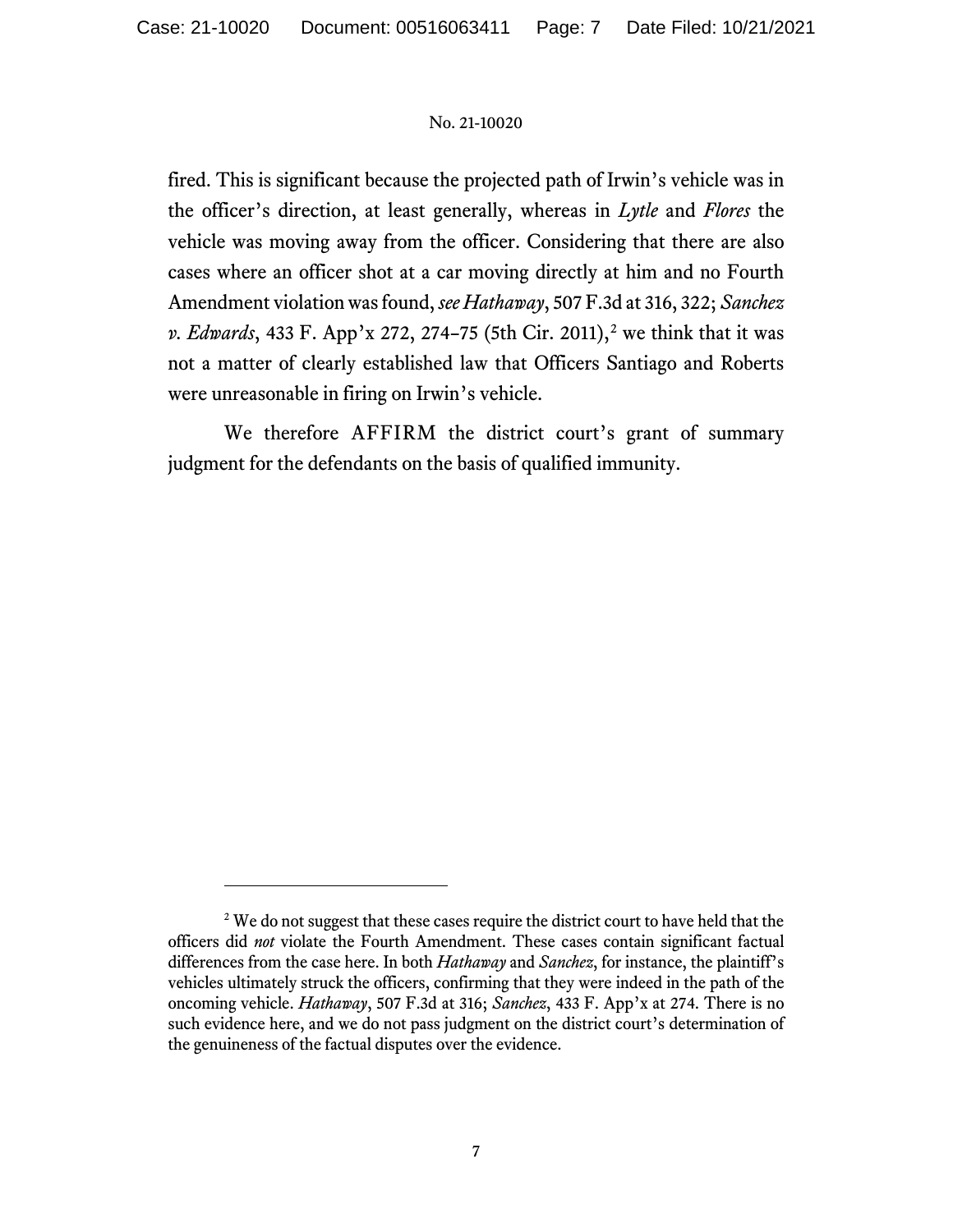fired. This is significant because the projected path of Irwin's vehicle was in the officer's direction, at least generally, whereas in *Lytle* and *Flores* the vehicle was moving away from the officer. Considering that there are also cases where an officer shot at a car moving directly at him and no Fourth Amendment violation was found, *see Hathaway*, 507 F.3d at 316, 322; *Sanchez v. Edwards*, 433 F. App'x 272, 274–75 (5th Cir. 2011),[2] we think that it was not a matter of clearly established law that Officers Santiago and Roberts were unreasonable in firing on Irwin's vehicle.

We therefore AFFIRM the district court's grant of summary judgment for the defendants on the basis of qualified immunity.

---

[2] We do not suggest that these cases require the district court to have held that the officers did *not* violate the Fourth Amendment. These cases contain significant factual differences from the case here. In both *Hathaway* and *Sanchez*, for instance, the plaintiff's vehicles ultimately struck the officers, confirming that they were indeed in the path of the oncoming vehicle. *Hathaway*, 507 F.3d at 316; *Sanchez*, 433 F. App'x at 274. There is no such evidence here, and we do not pass judgment on the district court's determination of the genuineness of the factual disputes over the evidence.